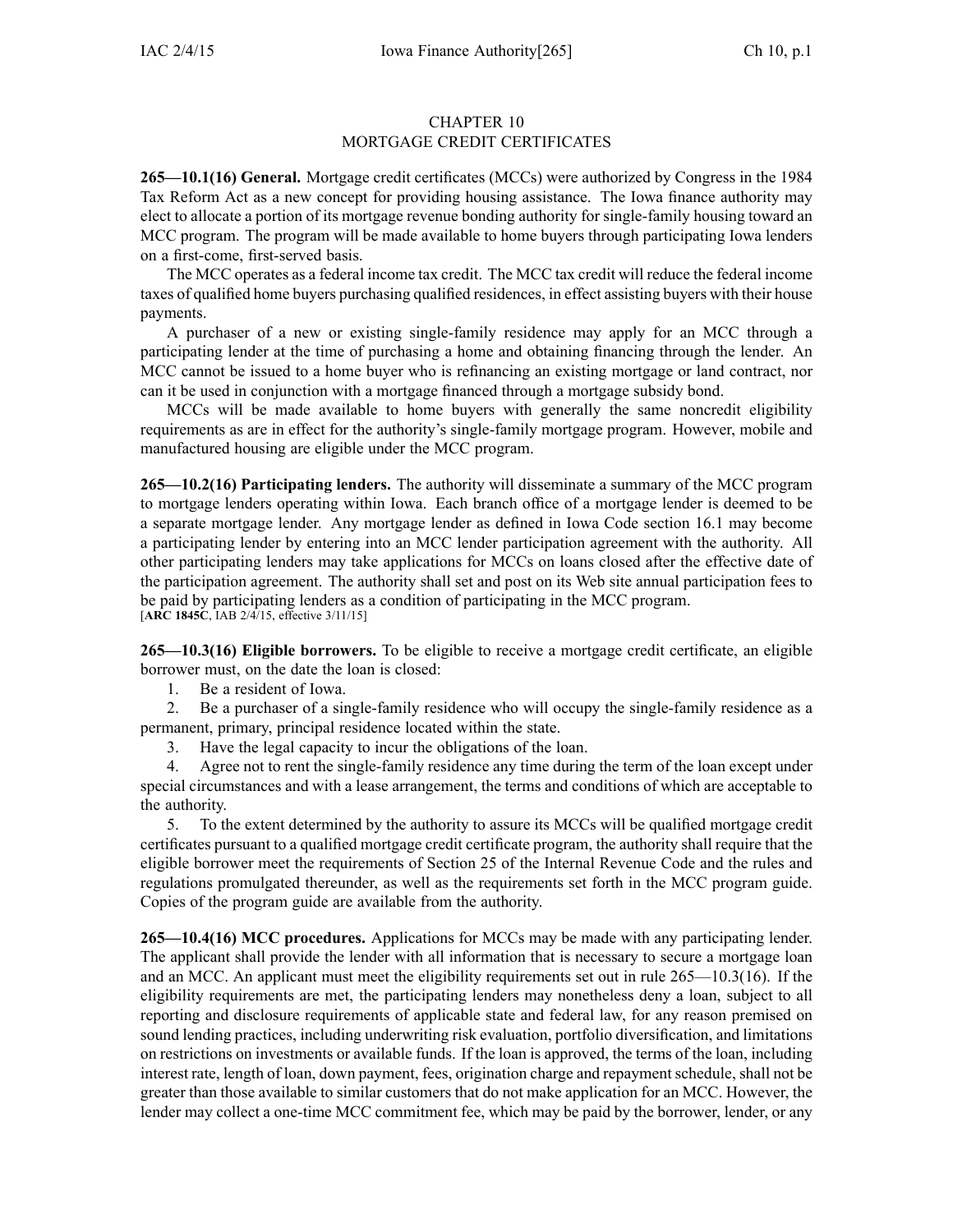# CHAPTER 10
# MORTGAGE CREDIT CERTIFICATES

**265—10.1(16) General.** Mortgage credit certificates (MCCs) were authorized by Congress in the 1984 Tax Reform Act as a new concept for providing housing assistance. The Iowa finance authority may elect to allocate a portion of its mortgage revenue bonding authority for single-family housing toward an MCC program. The program will be made available to home buyers through participating Iowa lenders on a first-come, first-served basis.

The MCC operates as a federal income tax credit. The MCC tax credit will reduce the federal income taxes of qualified home buyers purchasing qualified residences, in effect assisting buyers with their house payments.

A purchaser of a new or existing single-family residence may apply for an MCC through a participating lender at the time of purchasing a home and obtaining financing through the lender. An MCC cannot be issued to a home buyer who is refinancing an existing mortgage or land contract, nor can it be used in conjunction with a mortgage financed through a mortgage subsidy bond.

MCCs will be made available to home buyers with generally the same noncredit eligibility requirements as are in effect for the authority's single-family mortgage program. However, mobile and manufactured housing are eligible under the MCC program.

**265—10.2(16) Participating lenders.** The authority will disseminate a summary of the MCC program to mortgage lenders operating within Iowa. Each branch office of a mortgage lender is deemed to be a separate mortgage lender. Any mortgage lender as defined in Iowa Code section 16.1 may become a participating lender by entering into an MCC lender participation agreement with the authority. All other participating lenders may take applications for MCCs on loans closed after the effective date of the participation agreement. The authority shall set and post on its Web site annual participation fees to be paid by participating lenders as a condition of participating in the MCC program.
[**ARC 1845C**, IAB 2/4/15, effective 3/11/15]

**265—10.3(16) Eligible borrowers.** To be eligible to receive a mortgage credit certificate, an eligible borrower must, on the date the loan is closed:

1. Be a resident of Iowa.
2. Be a purchaser of a single-family residence who will occupy the single-family residence as a permanent, primary, principal residence located within the state.
3. Have the legal capacity to incur the obligations of the loan.
4. Agree not to rent the single-family residence any time during the term of the loan except under special circumstances and with a lease arrangement, the terms and conditions of which are acceptable to the authority.
5. To the extent determined by the authority to assure its MCCs will be qualified mortgage credit certificates pursuant to a qualified mortgage credit certificate program, the authority shall require that the eligible borrower meet the requirements of Section 25 of the Internal Revenue Code and the rules and regulations promulgated thereunder, as well as the requirements set forth in the MCC program guide. Copies of the program guide are available from the authority.

**265—10.4(16) MCC procedures.** Applications for MCCs may be made with any participating lender. The applicant shall provide the lender with all information that is necessary to secure a mortgage loan and an MCC. An applicant must meet the eligibility requirements set out in rule 265—10.3(16). If the eligibility requirements are met, the participating lenders may nonetheless deny a loan, subject to all reporting and disclosure requirements of applicable state and federal law, for any reason premised on sound lending practices, including underwriting risk evaluation, portfolio diversification, and limitations on restrictions on investments or available funds. If the loan is approved, the terms of the loan, including interest rate, length of loan, down payment, fees, origination charge and repayment schedule, shall not be greater than those available to similar customers that do not make application for an MCC. However, the lender may collect a one-time MCC commitment fee, which may be paid by the borrower, lender, or any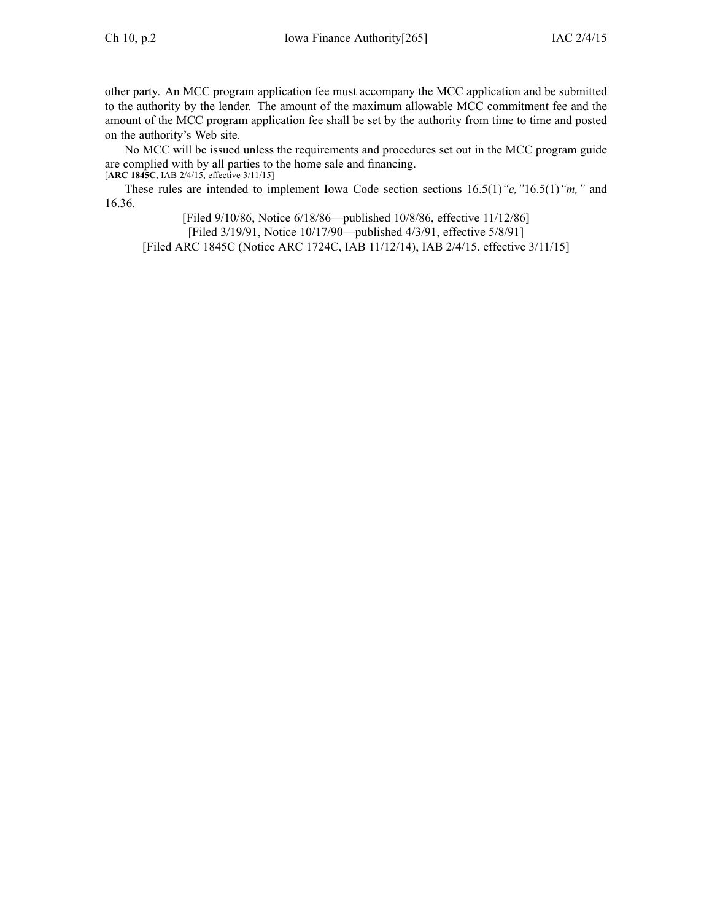other party. An MCC program application fee must accompany the MCC application and be submitted to the authority by the lender. The amount of the maximum allowable MCC commitment fee and the amount of the MCC program application fee shall be set by the authority from time to time and posted on the authority's Web site.

No MCC will be issued unless the requirements and procedures set out in the MCC program guide are complied with by all parties to the home sale and financing.
[**ARC 1845C**, IAB 2/4/15, effective 3/11/15]

These rules are intended to implement Iowa Code section sections 16.5(1)*"e,"*16.5(1)*"m,"* and 16.36.

[Filed 9/10/86, Notice 6/18/86—published 10/8/86, effective 11/12/86]
[Filed 3/19/91, Notice 10/17/90—published 4/3/91, effective 5/8/91]
[Filed ARC 1845C (Notice ARC 1724C, IAB 11/12/14), IAB 2/4/15, effective 3/11/15]